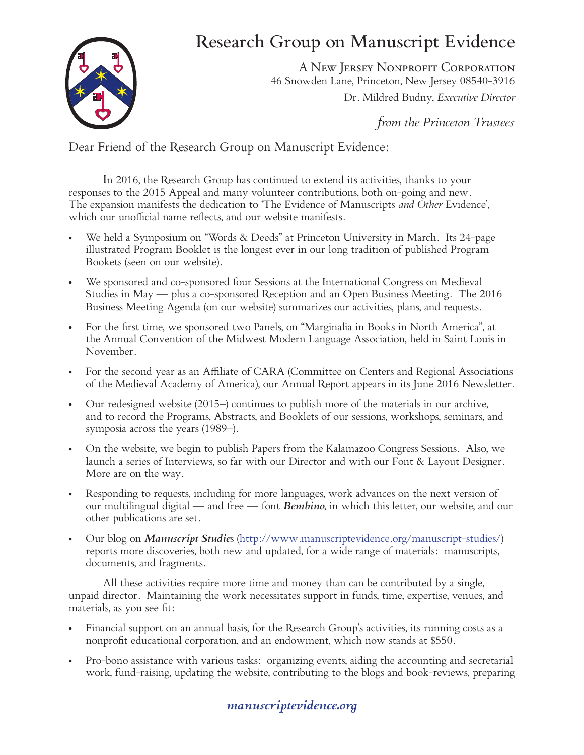# Research Group on Manuscript Evidence

A New Jersey Nonprofit Corporation
46 Snowden Lane, Princeton, New Jersey 08540-3916
Dr. Mildred Budny, *Executive Director*

*from the Princeton Trustees*

Dear Friend of the Research Group on Manuscript Evidence:

In 2016, the Research Group has continued to extend its activities, thanks to your responses to the 2015 Appeal and many volunteer contributions, both on-going and new. The expansion manifests the dedication to 'The Evidence of Manuscripts *and Other* Evidence', which our unofficial name reflects, and our website manifests.

- We held a Symposium on "Words & Deeds" at Princeton University in March. Its 24-page illustrated Program Booklet is the longest ever in our long tradition of published Program Bookets (seen on our website).
- We sponsored and co-sponsored four Sessions at the International Congress on Medieval Studies in May — plus a co-sponsored Reception and an Open Business Meeting. The 2016 Business Meeting Agenda (on our website) summarizes our activities, plans, and requests.
- For the first time, we sponsored two Panels, on "Marginalia in Books in North America", at the Annual Convention of the Midwest Modern Language Association, held in Saint Louis in November.
- For the second year as an Affiliate of CARA (Committee on Centers and Regional Associations of the Medieval Academy of America), our Annual Report appears in its June 2016 Newsletter.
- Our redesigned website (2015–) continues to publish more of the materials in our archive, and to record the Programs, Abstracts, and Booklets of our sessions, workshops, seminars, and symposia across the years (1989–).
- On the website, we begin to publish Papers from the Kalamazoo Congress Sessions. Also, we launch a series of Interviews, so far with our Director and with our Font & Layout Designer. More are on the way.
- Responding to requests, including for more languages, work advances on the next version of our multilingual digital — and free — font ***Bembino***, in which this letter, our website, and our other publications are set.
- Our blog on ***Manuscript Studie***s (http://www.manuscriptevidence.org/manuscript-studies/) reports more discoveries, both new and updated, for a wide range of materials: manuscripts, documents, and fragments.

All these activities require more time and money than can be contributed by a single, unpaid director. Maintaining the work necessitates support in funds, time, expertise, venues, and materials, as you see fit:

- Financial support on an annual basis, for the Research Group's activities, its running costs as a nonprofit educational corporation, and an endowment, which now stands at $550.
- Pro-bono assistance with various tasks: organizing events, aiding the accounting and secretarial work, fund-raising, updating the website, contributing to the blogs and book-reviews, preparing

***manuscriptevidence.org***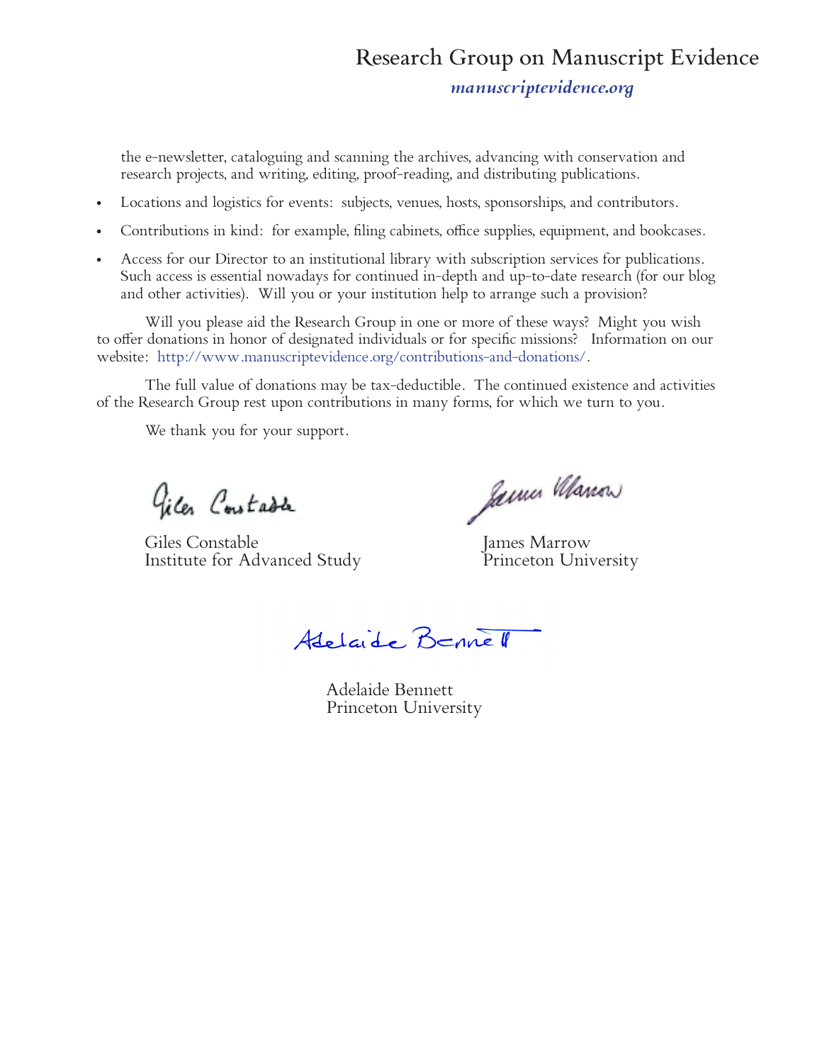the e-newsletter, cataloguing and scanning the archives, advancing with conservation and research projects, and writing, editing, proof-reading, and distributing publications.

- Locations and logistics for events: subjects, venues, hosts, sponsorships, and contributors.
- Contributions in kind: for example, filing cabinets, office supplies, equipment, and bookcases.
- Access for our Director to an institutional library with subscription services for publications. Such access is essential nowadays for continued in-depth and up-to-date research (for our blog and other activities). Will you or your institution help to arrange such a provision?

Will you please aid the Research Group in one or more of these ways? Might you wish to offer donations in honor of designated individuals or for specific missions? Information on our website: http://www.manuscriptevidence.org/contributions-and-donations/.

The full value of donations may be tax-deductible. The continued existence and activities of the Research Group rest upon contributions in many forms, for which we turn to you.

We thank you for your support.

Giles Constable
Institute for Advanced Study

James Marrow
Princeton University

Adelaide Bennett
Princeton University